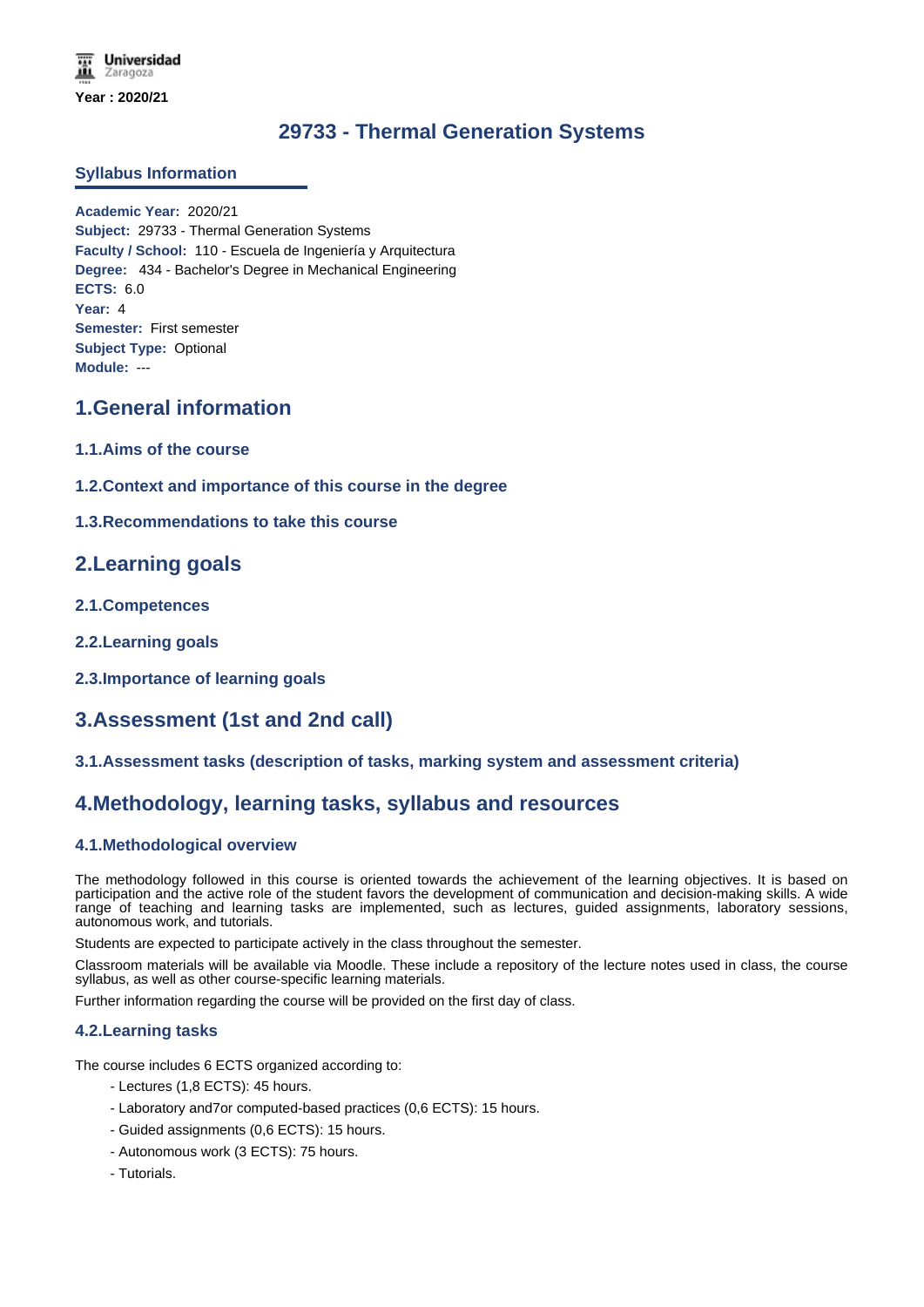Universidad Zaragoza

**Year : 2020/21**

# 29733 - Thermal Generation Systems

## Syllabus Information

**Academic Year:** 2020/21
**Subject:** 29733 - Thermal Generation Systems
**Faculty / School:** 110 - Escuela de Ingeniería y Arquitectura
**Degree:** 434 - Bachelor's Degree in Mechanical Engineering
**ECTS:** 6.0
**Year:** 4
**Semester:** First semester
**Subject Type:** Optional
**Module:** ---

## 1.General information

### 1.1.Aims of the course

### 1.2.Context and importance of this course in the degree

### 1.3.Recommendations to take this course

## 2.Learning goals

### 2.1.Competences

### 2.2.Learning goals

### 2.3.Importance of learning goals

## 3.Assessment (1st and 2nd call)

### 3.1.Assessment tasks (description of tasks, marking system and assessment criteria)

## 4.Methodology, learning tasks, syllabus and resources

### 4.1.Methodological overview

The methodology followed in this course is oriented towards the achievement of the learning objectives. It is based on participation and the active role of the student favors the development of communication and decision-making skills. A wide range of teaching and learning tasks are implemented, such as lectures, guided assignments, laboratory sessions, autonomous work, and tutorials.

Students are expected to participate actively in the class throughout the semester.

Classroom materials will be available via Moodle. These include a repository of the lecture notes used in class, the course syllabus, as well as other course-specific learning materials.

Further information regarding the course will be provided on the first day of class.

### 4.2.Learning tasks

The course includes 6 ECTS organized according to:

- Lectures (1,8 ECTS): 45 hours.
- Laboratory and7or computed-based practices (0,6 ECTS): 15 hours.
- Guided assignments (0,6 ECTS): 15 hours.
- Autonomous work (3 ECTS): 75 hours.
- Tutorials.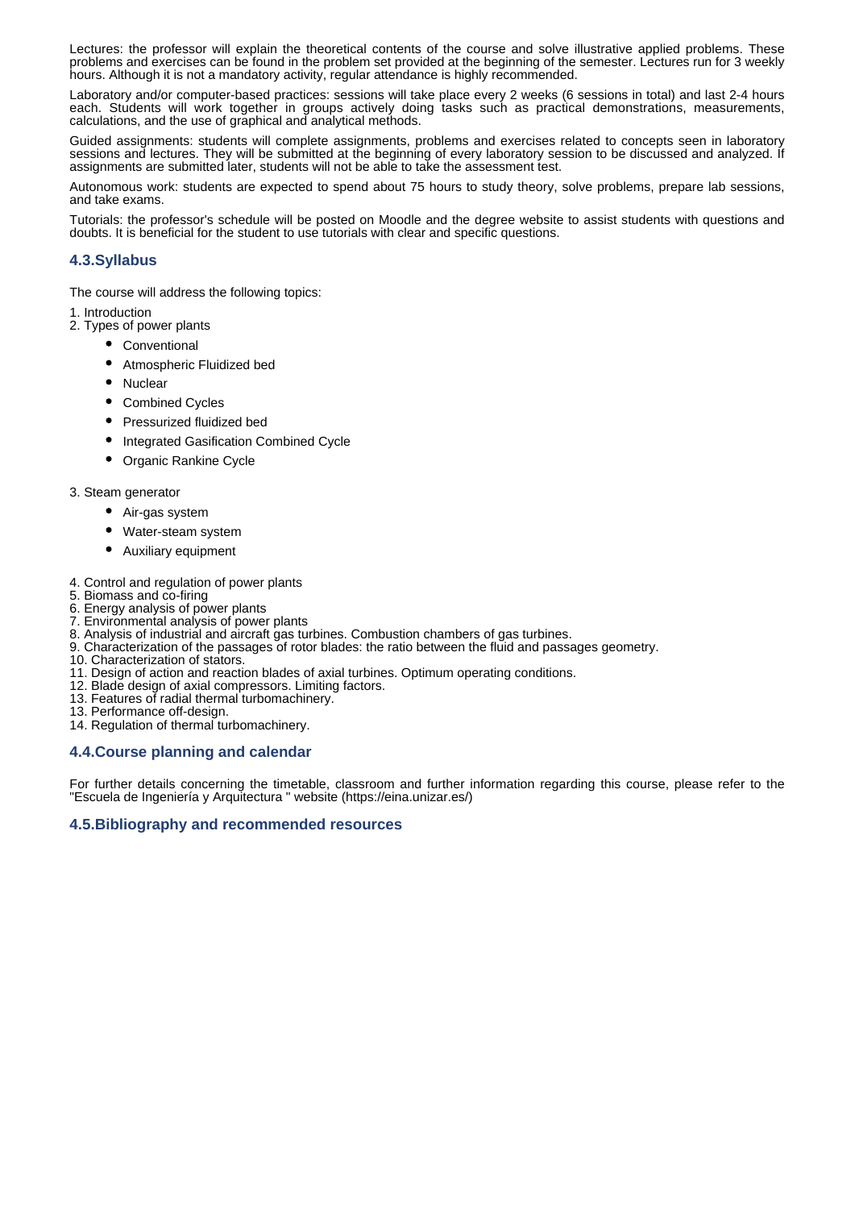Lectures: the professor will explain the theoretical contents of the course and solve illustrative applied problems. These problems and exercises can be found in the problem set provided at the beginning of the semester. Lectures run for 3 weekly hours. Although it is not a mandatory activity, regular attendance is highly recommended.

Laboratory and/or computer-based practices: sessions will take place every 2 weeks (6 sessions in total) and last 2-4 hours each. Students will work together in groups actively doing tasks such as practical demonstrations, measurements, calculations, and the use of graphical and analytical methods.

Guided assignments: students will complete assignments, problems and exercises related to concepts seen in laboratory sessions and lectures. They will be submitted at the beginning of every laboratory session to be discussed and analyzed. If assignments are submitted later, students will not be able to take the assessment test.

Autonomous work: students are expected to spend about 75 hours to study theory, solve problems, prepare lab sessions, and take exams.

Tutorials: the professor's schedule will be posted on Moodle and the degree website to assist students with questions and doubts. It is beneficial for the student to use tutorials with clear and specific questions.

### 4.3.Syllabus

The course will address the following topics:

1. Introduction
2. Types of power plants
   - Conventional
   - Atmospheric Fluidized bed
   - Nuclear
   - Combined Cycles
   - Pressurized fluidized bed
   - Integrated Gasification Combined Cycle
   - Organic Rankine Cycle
3. Steam generator
   - Air-gas system
   - Water-steam system
   - Auxiliary equipment
4. Control and regulation of power plants
5. Biomass and co-firing
6. Energy analysis of power plants
7. Environmental analysis of power plants
8. Analysis of industrial and aircraft gas turbines. Combustion chambers of gas turbines.
9. Characterization of the passages of rotor blades: the ratio between the fluid and passages geometry.
10. Characterization of stators.
11. Design of action and reaction blades of axial turbines. Optimum operating conditions.
12. Blade design of axial compressors. Limiting factors.
13. Features of radial thermal turbomachinery.
13. Performance off-design.
14. Regulation of thermal turbomachinery.

### 4.4.Course planning and calendar

For further details concerning the timetable, classroom and further information regarding this course, please refer to the "Escuela de Ingeniería y Arquitectura " website (https://eina.unizar.es/)

### 4.5.Bibliography and recommended resources